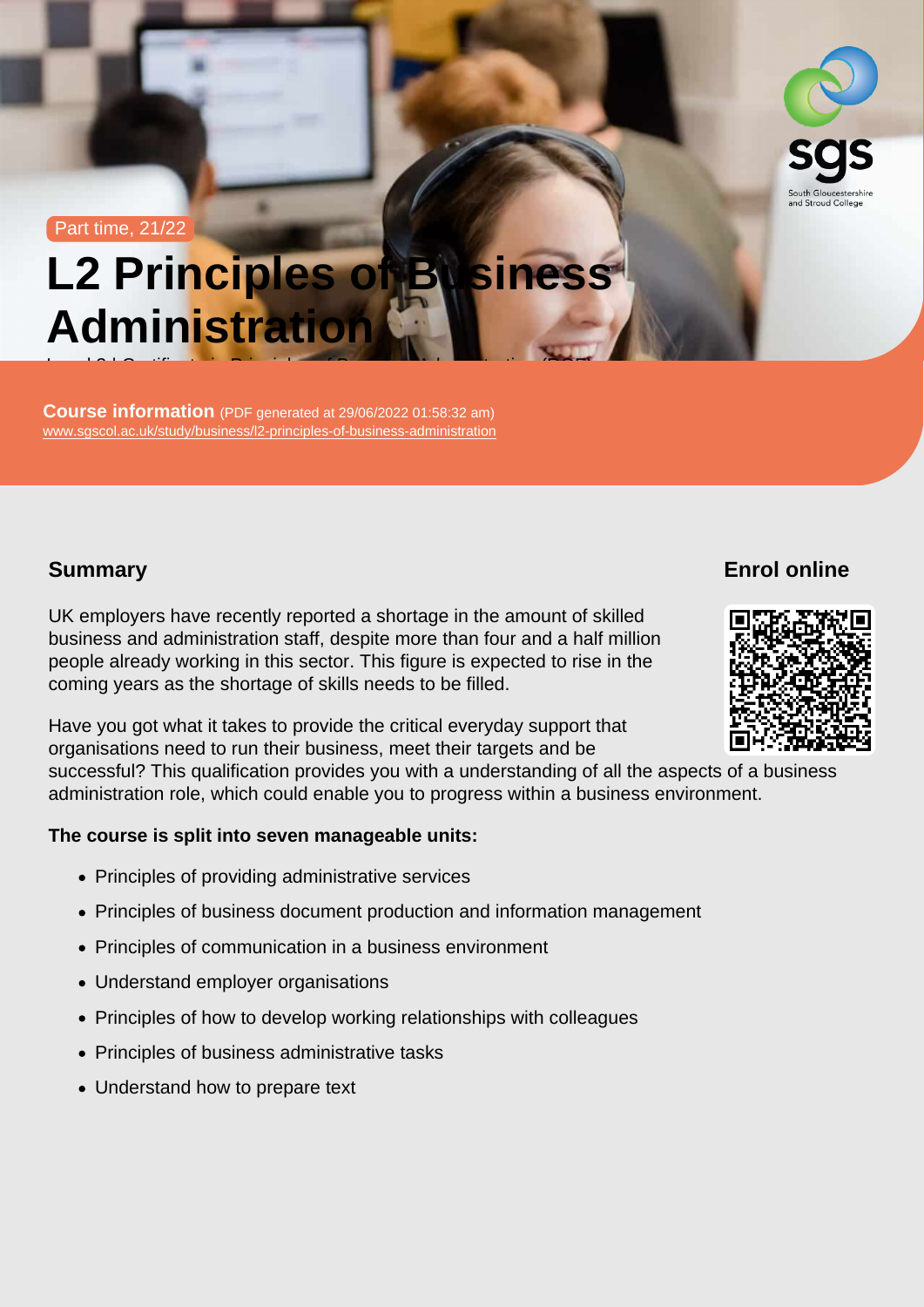Part time, 21/22

# L2 Principles of Business Administration

Level 2 Certificate in Principles of Business Administration (RQF)

**Course information** (PDF generated at 29/06/2022 01:58:32 am)
www.sgscol.ac.uk/study/business/l2-principles-of-business-administration

## Summary

UK employers have recently reported a shortage in the amount of skilled business and administration staff, despite more than four and a half million people already working in this sector. This figure is expected to rise in the coming years as the shortage of skills needs to be filled.

Have you got what it takes to provide the critical everyday support that organisations need to run their business, meet their targets and be successful? This qualification provides you with a understanding of all the aspects of a business administration role, which could enable you to progress within a business environment.

**The course is split into seven manageable units:**

- Principles of providing administrative services
- Principles of business document production and information management
- Principles of communication in a business environment
- Understand employer organisations
- Principles of how to develop working relationships with colleagues
- Principles of business administrative tasks
- Understand how to prepare text

## Enrol online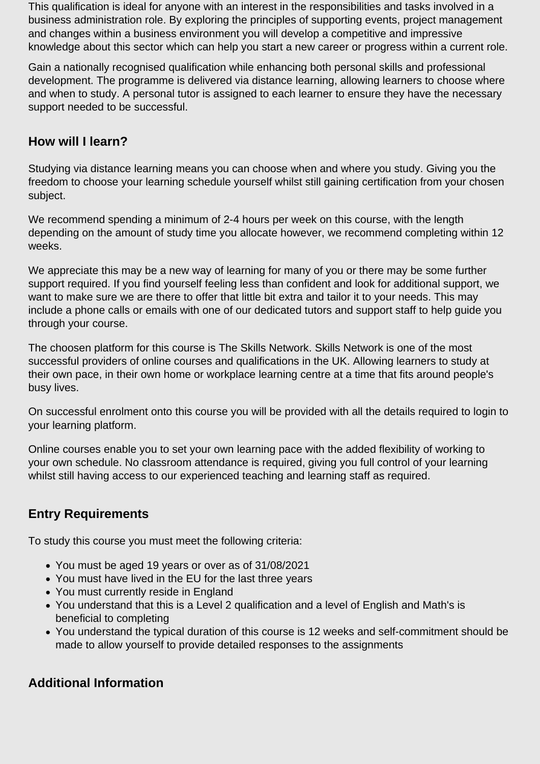This qualification is ideal for anyone with an interest in the responsibilities and tasks involved in a business administration role. By exploring the principles of supporting events, project management and changes within a business environment you will develop a competitive and impressive knowledge about this sector which can help you start a new career or progress within a current role.

Gain a nationally recognised qualification while enhancing both personal skills and professional development. The programme is delivered via distance learning, allowing learners to choose where and when to study. A personal tutor is assigned to each learner to ensure they have the necessary support needed to be successful.

## How will I learn?

Studying via distance learning means you can choose when and where you study. Giving you the freedom to choose your learning schedule yourself whilst still gaining certification from your chosen subject.

We recommend spending a minimum of 2-4 hours per week on this course, with the length depending on the amount of study time you allocate however, we recommend completing within 12 weeks.

We appreciate this may be a new way of learning for many of you or there may be some further support required. If you find yourself feeling less than confident and look for additional support, we want to make sure we are there to offer that little bit extra and tailor it to your needs. This may include a phone calls or emails with one of our dedicated tutors and support staff to help guide you through your course.

The choosen platform for this course is The Skills Network. Skills Network is one of the most successful providers of online courses and qualifications in the UK. Allowing learners to study at their own pace, in their own home or workplace learning centre at a time that fits around people's busy lives.

On successful enrolment onto this course you will be provided with all the details required to login to your learning platform.

Online courses enable you to set your own learning pace with the added flexibility of working to your own schedule. No classroom attendance is required, giving you full control of your learning whilst still having access to our experienced teaching and learning staff as required.

## Entry Requirements

To study this course you must meet the following criteria:

- You must be aged 19 years or over as of 31/08/2021
- You must have lived in the EU for the last three years
- You must currently reside in England
- You understand that this is a Level 2 qualification and a level of English and Math's is beneficial to completing
- You understand the typical duration of this course is 12 weeks and self-commitment should be made to allow yourself to provide detailed responses to the assignments

## Additional Information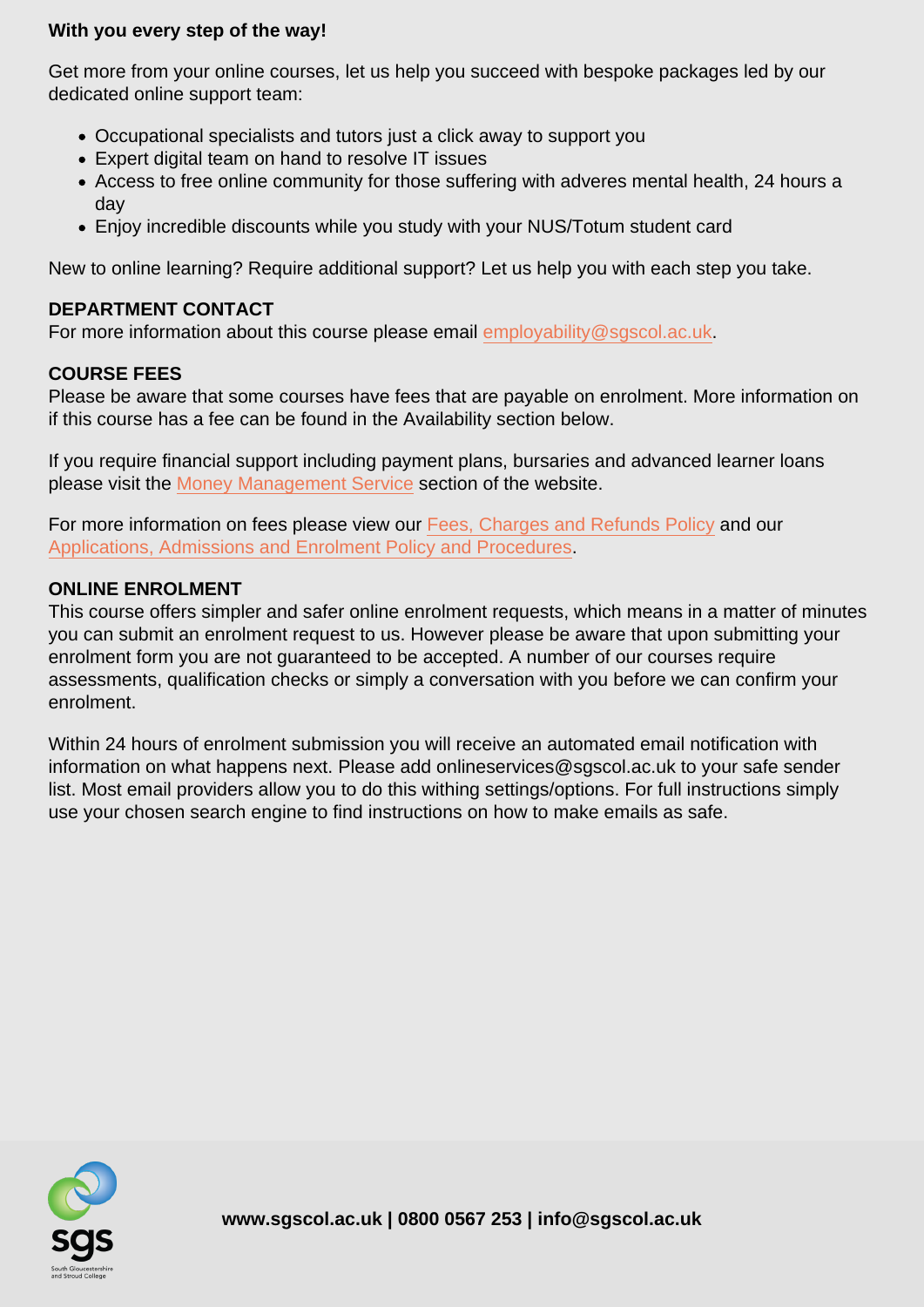**With you every step of the way!**

Get more from your online courses, let us help you succeed with bespoke packages led by our dedicated online support team:

- Occupational specialists and tutors just a click away to support you
- Expert digital team on hand to resolve IT issues
- Access to free online community for those suffering with adveres mental health, 24 hours a day
- Enjoy incredible discounts while you study with your NUS/Totum student card

New to online learning? Require additional support? Let us help you with each step you take.

**DEPARTMENT CONTACT**
For more information about this course please email employability@sgscol.ac.uk.

**COURSE FEES**
Please be aware that some courses have fees that are payable on enrolment. More information on if this course has a fee can be found in the Availability section below.

If you require financial support including payment plans, bursaries and advanced learner loans please visit the Money Management Service section of the website.

For more information on fees please view our Fees, Charges and Refunds Policy and our Applications, Admissions and Enrolment Policy and Procedures.

**ONLINE ENROLMENT**
This course offers simpler and safer online enrolment requests, which means in a matter of minutes you can submit an enrolment request to us. However please be aware that upon submitting your enrolment form you are not guaranteed to be accepted. A number of our courses require assessments, qualification checks or simply a conversation with you before we can confirm your enrolment.

Within 24 hours of enrolment submission you will receive an automated email notification with information on what happens next. Please add onlineservices@sgscol.ac.uk to your safe sender list. Most email providers allow you to do this withing settings/options. For full instructions simply use your chosen search engine to find instructions on how to make emails as safe.